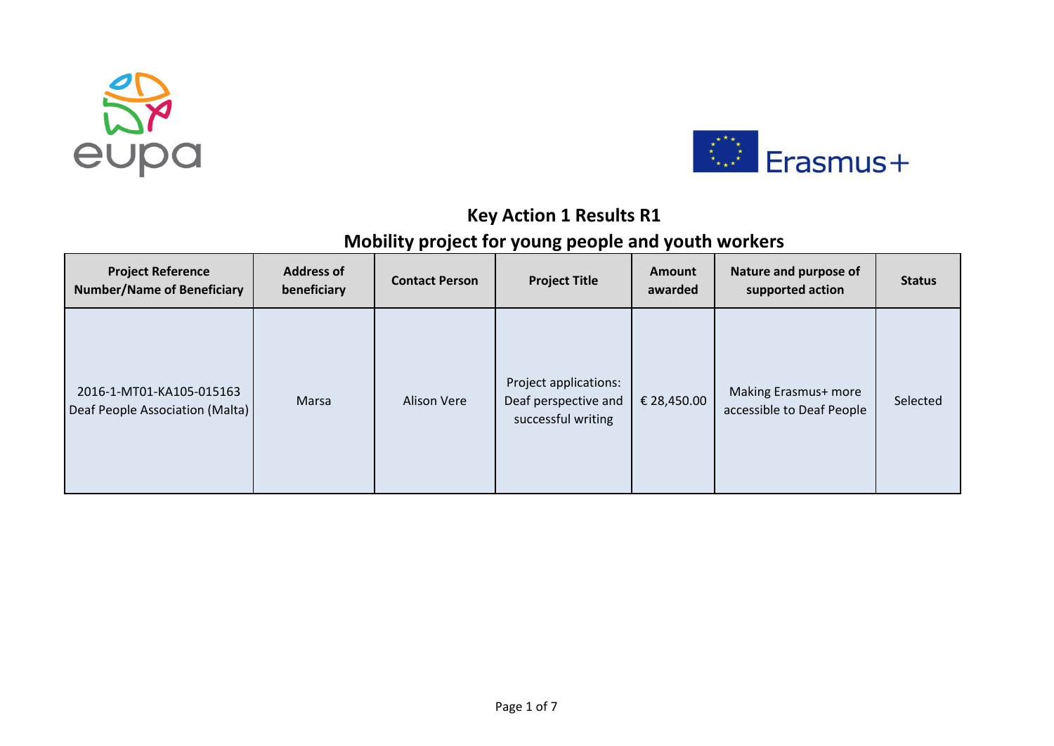# Key Action 1 Results R1

## Mobility project for young people and youth workers

| Project Reference Number/Name of Beneficiary | Address of beneficiary | Contact Person | Project Title | Amount awarded | Nature and purpose of supported action | Status |
|---|---|---|---|---|---|---|
| 2016-1-MT01-KA105-015163 Deaf People Association (Malta) | Marsa | Alison Vere | Project applications: Deaf perspective and successful writing | € 28,450.00 | Making Erasmus+ more accessible to Deaf People | Selected |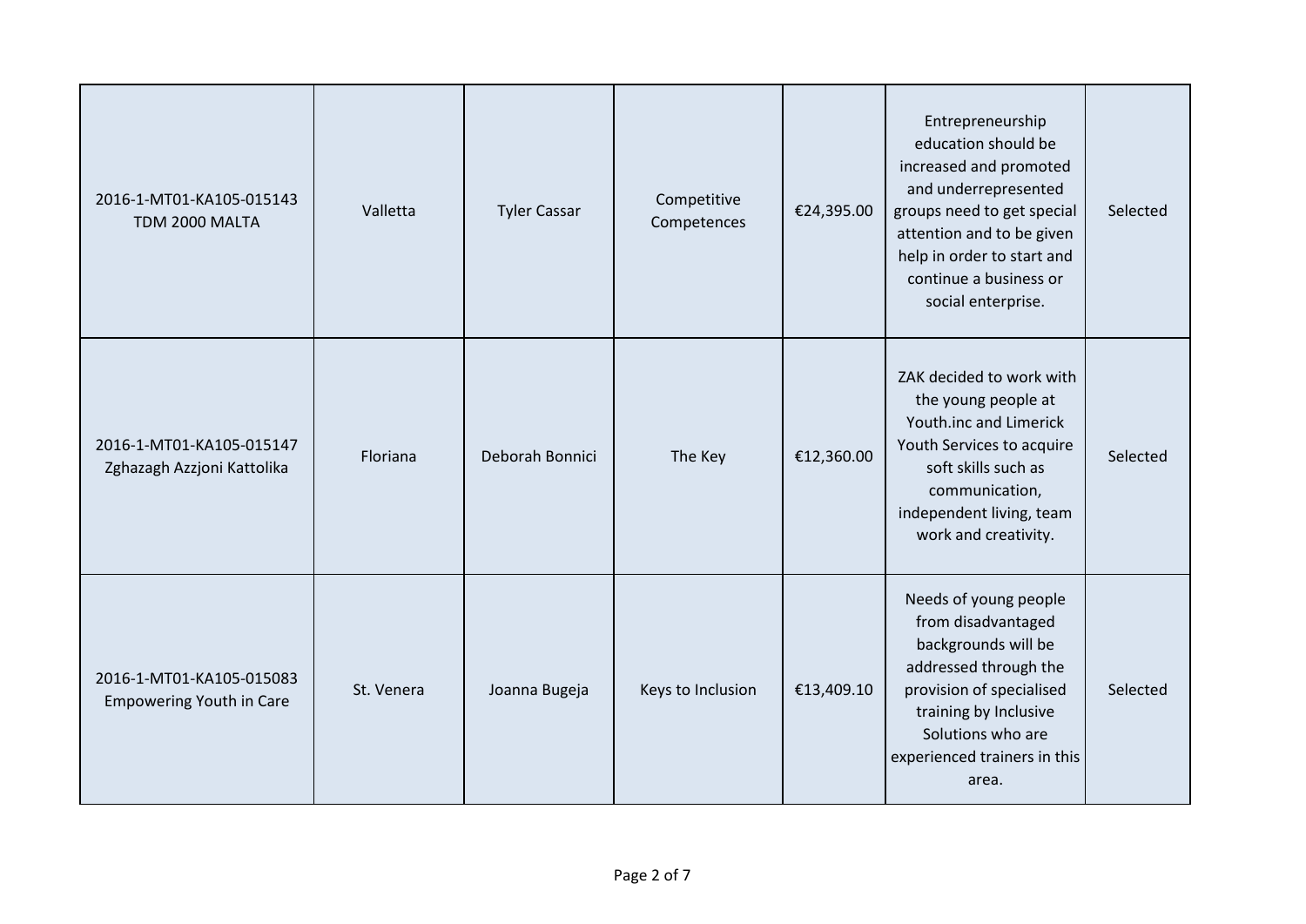| | | | | | | |
|---|---|---|---|---|---|---|
| 2016-1-MT01-KA105-015143 TDM 2000 MALTA | Valletta | Tyler Cassar | Competitive Competences | €24,395.00 | Entrepreneurship education should be increased and promoted and underrepresented groups need to get special attention and to be given help in order to start and continue a business or social enterprise. | Selected |
| 2016-1-MT01-KA105-015147 Zghazagh Azzjoni Kattolika | Floriana | Deborah Bonnici | The Key | €12,360.00 | ZAK decided to work with the young people at Youth.inc and Limerick Youth Services to acquire soft skills such as communication, independent living, team work and creativity. | Selected |
| 2016-1-MT01-KA105-015083 Empowering Youth in Care | St. Venera | Joanna Bugeja | Keys to Inclusion | €13,409.10 | Needs of young people from disadvantaged backgrounds will be addressed through the provision of specialised training by Inclusive Solutions who are experienced trainers in this area. | Selected |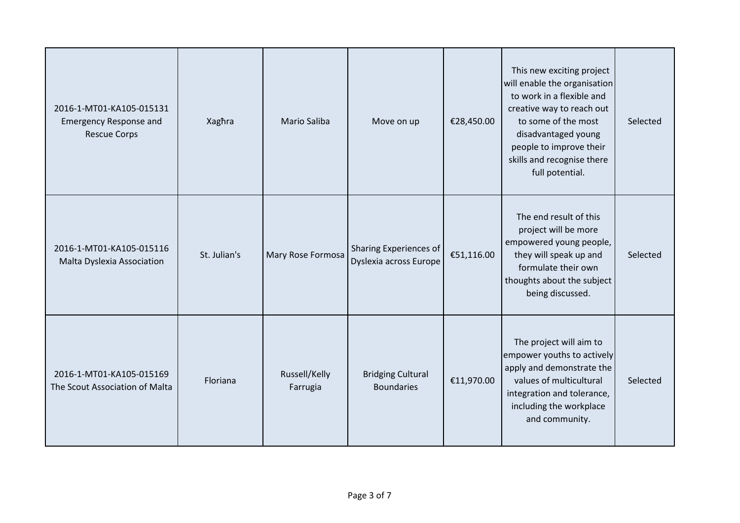| | | | | | | |
|---|---|---|---|---|---|---|
| 2016-1-MT01-KA105-015131 Emergency Response and Rescue Corps | Xagħra | Mario Saliba | Move on up | €28,450.00 | This new exciting project will enable the organisation to work in a flexible and creative way to reach out to some of the most disadvantaged young people to improve their skills and recognise there full potential. | Selected |
| 2016-1-MT01-KA105-015116 Malta Dyslexia Association | St. Julian's | Mary Rose Formosa | Sharing Experiences of Dyslexia across Europe | €51,116.00 | The end result of this project will be more empowered young people, they will speak up and formulate their own thoughts about the subject being discussed. | Selected |
| 2016-1-MT01-KA105-015169 The Scout Association of Malta | Floriana | Russell/Kelly Farrugia | Bridging Cultural Boundaries | €11,970.00 | The project will aim to empower youths to actively apply and demonstrate the values of multicultural integration and tolerance, including the workplace and community. | Selected |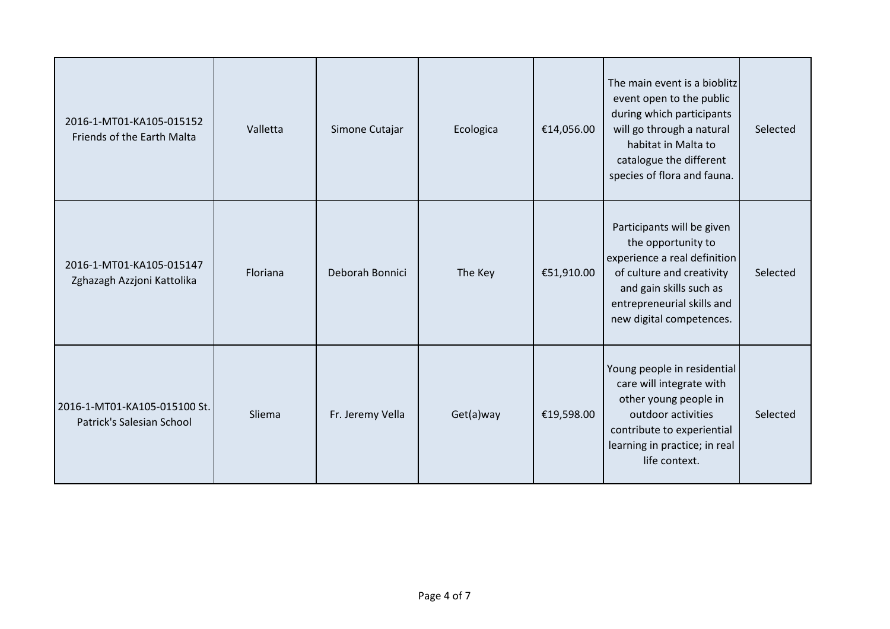| | | | | | | |
|---|---|---|---|---|---|---|
| 2016-1-MT01-KA105-015152 Friends of the Earth Malta | Valletta | Simone Cutajar | Ecologica | €14,056.00 | The main event is a bioblitz event open to the public during which participants will go through a natural habitat in Malta to catalogue the different species of flora and fauna. | Selected |
| 2016-1-MT01-KA105-015147 Zghazagh Azzjoni Kattolika | Floriana | Deborah Bonnici | The Key | €51,910.00 | Participants will be given the opportunity to experience a real definition of culture and creativity and gain skills such as entrepreneurial skills and new digital competences. | Selected |
| 2016-1-MT01-KA105-015100 St. Patrick's Salesian School | Sliema | Fr. Jeremy Vella | Get(a)way | €19,598.00 | Young people in residential care will integrate with other young people in outdoor activities contribute to experiential learning in practice; in real life context. | Selected |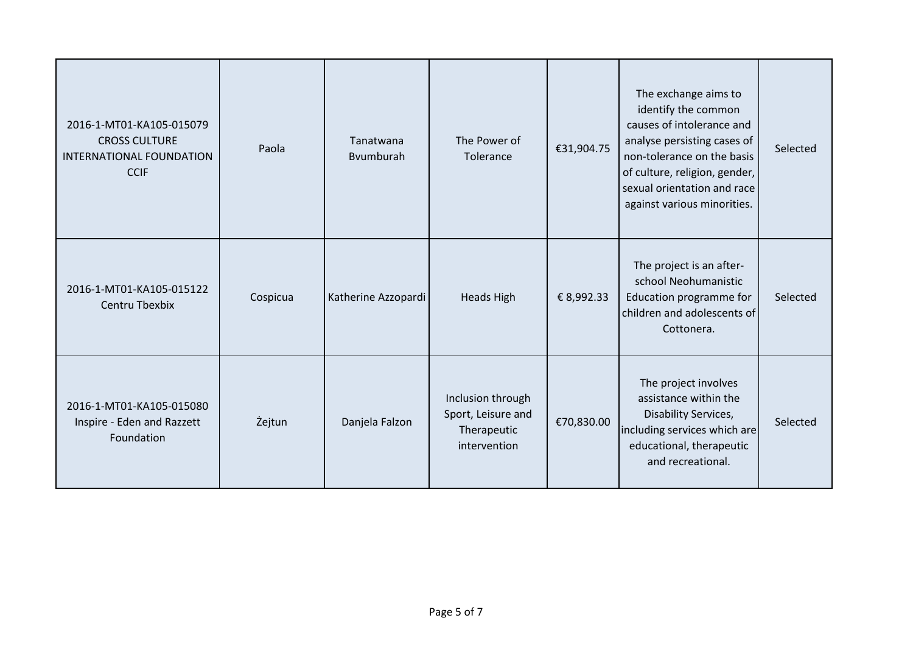| | | | | | | |
|---|---|---|---|---|---|---|
| 2016-1-MT01-KA105-015079 CROSS CULTURE INTERNATIONAL FOUNDATION CCIF | Paola | Tanatwana Bvumburah | The Power of Tolerance | €31,904.75 | The exchange aims to identify the common causes of intolerance and analyse persisting cases of non-tolerance on the basis of culture, religion, gender, sexual orientation and race against various minorities. | Selected |
| 2016-1-MT01-KA105-015122 Centru Tbexbix | Cospicua | Katherine Azzopardi | Heads High | € 8,992.33 | The project is an after-school Neohumanistic Education programme for children and adolescents of Cottonera. | Selected |
| 2016-1-MT01-KA105-015080 Inspire - Eden and Razzett Foundation | Żejtun | Danjela Falzon | Inclusion through Sport, Leisure and Therapeutic intervention | €70,830.00 | The project involves assistance within the Disability Services, including services which are educational, therapeutic and recreational. | Selected |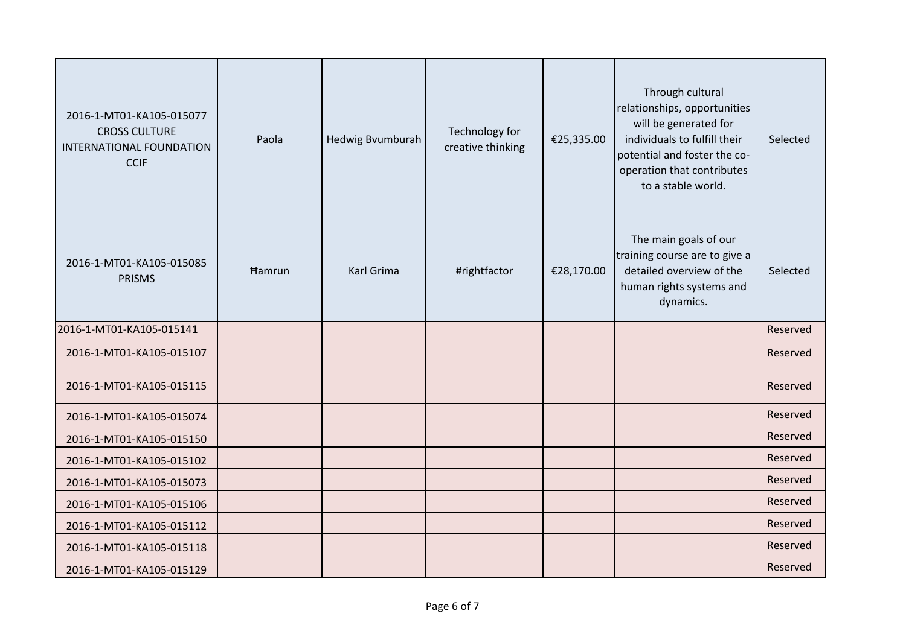| | | | | | | |
|---|---|---|---|---|---|---|
| 2016-1-MT01-KA105-015077 CROSS CULTURE INTERNATIONAL FOUNDATION CCIF | Paola | Hedwig Bvumburah | Technology for creative thinking | €25,335.00 | Through cultural relationships, opportunities will be generated for individuals to fulfill their potential and foster the co-operation that contributes to a stable world. | Selected |
| 2016-1-MT01-KA105-015085 PRISMS | Ħamrun | Karl Grima | #rightfactor | €28,170.00 | The main goals of our training course are to give a detailed overview of the human rights systems and dynamics. | Selected |
| 2016-1-MT01-KA105-015141 | | | | | | Reserved |
| 2016-1-MT01-KA105-015107 | | | | | | Reserved |
| 2016-1-MT01-KA105-015115 | | | | | | Reserved |
| 2016-1-MT01-KA105-015074 | | | | | | Reserved |
| 2016-1-MT01-KA105-015150 | | | | | | Reserved |
| 2016-1-MT01-KA105-015102 | | | | | | Reserved |
| 2016-1-MT01-KA105-015073 | | | | | | Reserved |
| 2016-1-MT01-KA105-015106 | | | | | | Reserved |
| 2016-1-MT01-KA105-015112 | | | | | | Reserved |
| 2016-1-MT01-KA105-015118 | | | | | | Reserved |
| 2016-1-MT01-KA105-015129 | | | | | | Reserved |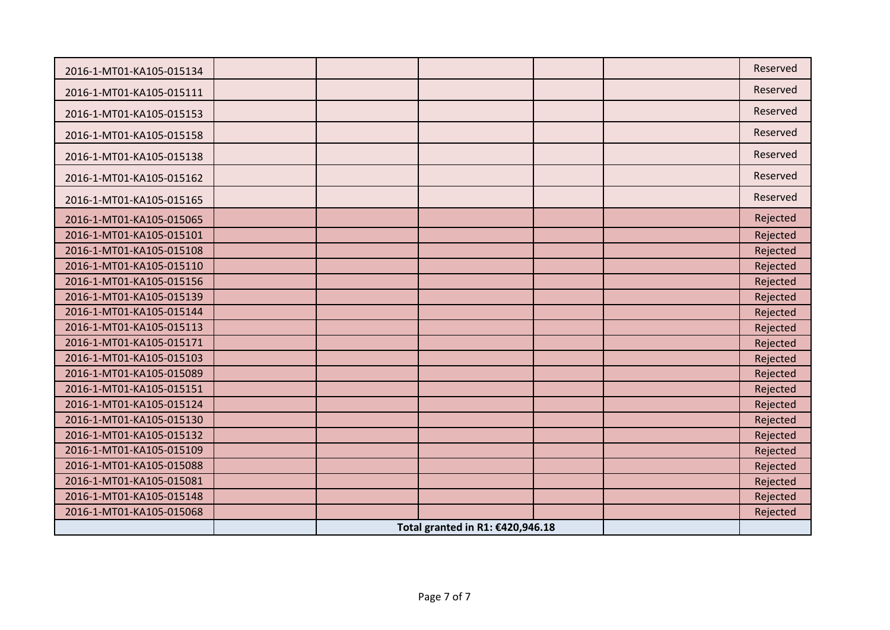| | | | | | | |
|---|---|---|---|---|---|---|
| 2016-1-MT01-KA105-015134 | | | | | | Reserved |
| 2016-1-MT01-KA105-015111 | | | | | | Reserved |
| 2016-1-MT01-KA105-015153 | | | | | | Reserved |
| 2016-1-MT01-KA105-015158 | | | | | | Reserved |
| 2016-1-MT01-KA105-015138 | | | | | | Reserved |
| 2016-1-MT01-KA105-015162 | | | | | | Reserved |
| 2016-1-MT01-KA105-015165 | | | | | | Reserved |
| 2016-1-MT01-KA105-015065 | | | | | | Rejected |
| 2016-1-MT01-KA105-015101 | | | | | | Rejected |
| 2016-1-MT01-KA105-015108 | | | | | | Rejected |
| 2016-1-MT01-KA105-015110 | | | | | | Rejected |
| 2016-1-MT01-KA105-015156 | | | | | | Rejected |
| 2016-1-MT01-KA105-015139 | | | | | | Rejected |
| 2016-1-MT01-KA105-015144 | | | | | | Rejected |
| 2016-1-MT01-KA105-015113 | | | | | | Rejected |
| 2016-1-MT01-KA105-015171 | | | | | | Rejected |
| 2016-1-MT01-KA105-015103 | | | | | | Rejected |
| 2016-1-MT01-KA105-015089 | | | | | | Rejected |
| 2016-1-MT01-KA105-015151 | | | | | | Rejected |
| 2016-1-MT01-KA105-015124 | | | | | | Rejected |
| 2016-1-MT01-KA105-015130 | | | | | | Rejected |
| 2016-1-MT01-KA105-015132 | | | | | | Rejected |
| 2016-1-MT01-KA105-015109 | | | | | | Rejected |
| 2016-1-MT01-KA105-015088 | | | | | | Rejected |
| 2016-1-MT01-KA105-015081 | | | | | | Rejected |
| 2016-1-MT01-KA105-015148 | | | | | | Rejected |
| 2016-1-MT01-KA105-015068 | | | | | | Rejected |
| | | **Total granted in R1: €420,946.18** | | | | |